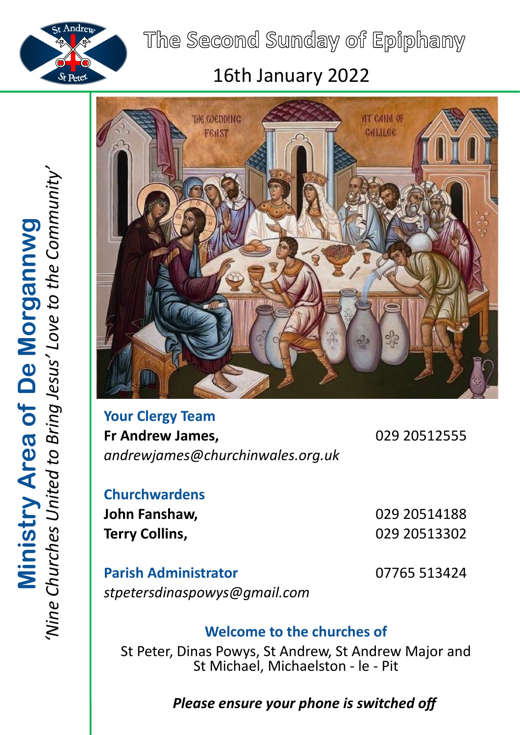# The Second Sunday of Epiphany

## 16th January 2022

**Ministry Area of De Morgannwg**

*'Nine Churches United to Bring Jesus' Love to the Community'*

### Your Clergy Team

**Fr Andrew James,** 029 20512555

*andrewjames@churchinwales.org.uk*

### Churchwardens

**John Fanshaw,** 029 20514188

**Terry Collins,** 029 20513302

### Parish Administrator

07765 513424

*stpetersdinaspowys@gmail.com*

### Welcome to the churches of

St Peter, Dinas Powys, St Andrew, St Andrew Major and St Michael, Michaelston - le - Pit

***Please ensure your phone is switched off***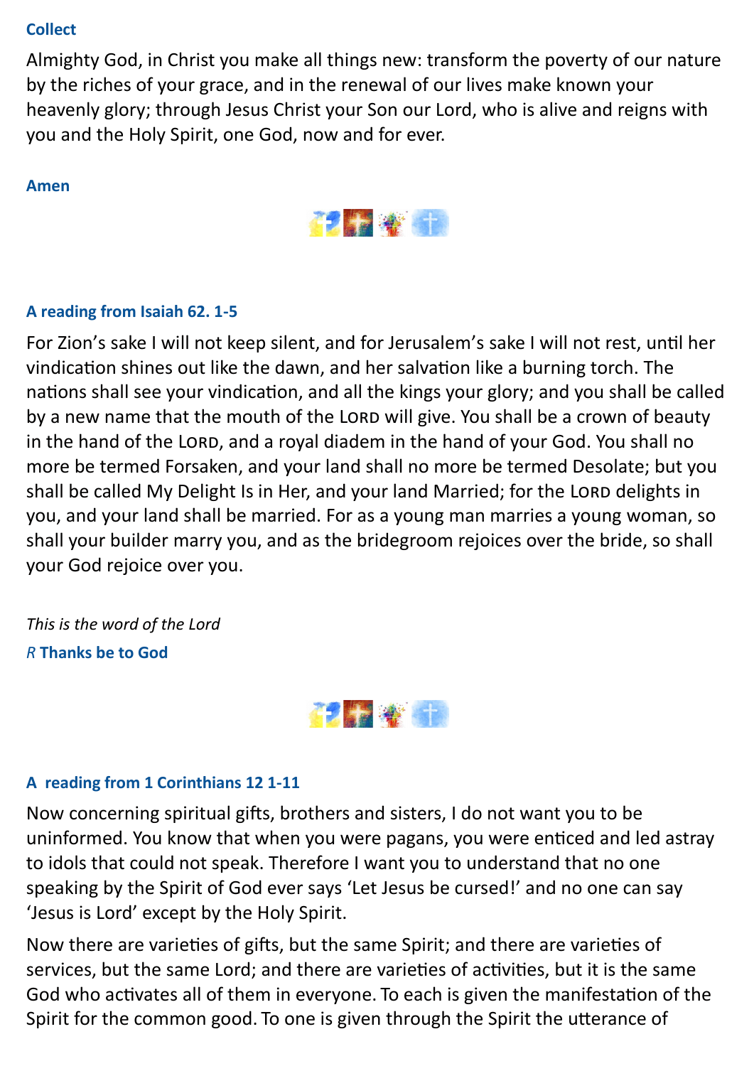**Collect**

Almighty God, in Christ you make all things new: transform the poverty of our nature by the riches of your grace, and in the renewal of our lives make known your heavenly glory; through Jesus Christ your Son our Lord, who is alive and reigns with you and the Holy Spirit, one God, now and for ever.

**Amen**

**A reading from Isaiah 62. 1-5**

For Zion's sake I will not keep silent, and for Jerusalem's sake I will not rest, until her vindication shines out like the dawn, and her salvation like a burning torch. The nations shall see your vindication, and all the kings your glory; and you shall be called by a new name that the mouth of the LORD will give. You shall be a crown of beauty in the hand of the LORD, and a royal diadem in the hand of your God. You shall no more be termed Forsaken, and your land shall no more be termed Desolate; but you shall be called My Delight Is in Her, and your land Married; for the LORD delights in you, and your land shall be married. For as a young man marries a young woman, so shall your builder marry you, and as the bridegroom rejoices over the bride, so shall your God rejoice over you.

*This is the word of the Lord*

*R* **Thanks be to God**

**A reading from 1 Corinthians 12 1-11**

Now concerning spiritual gifts, brothers and sisters, I do not want you to be uninformed. You know that when you were pagans, you were enticed and led astray to idols that could not speak. Therefore I want you to understand that no one speaking by the Spirit of God ever says 'Let Jesus be cursed!' and no one can say 'Jesus is Lord' except by the Holy Spirit.

Now there are varieties of gifts, but the same Spirit; and there are varieties of services, but the same Lord; and there are varieties of activities, but it is the same God who activates all of them in everyone. To each is given the manifestation of the Spirit for the common good. To one is given through the Spirit the utterance of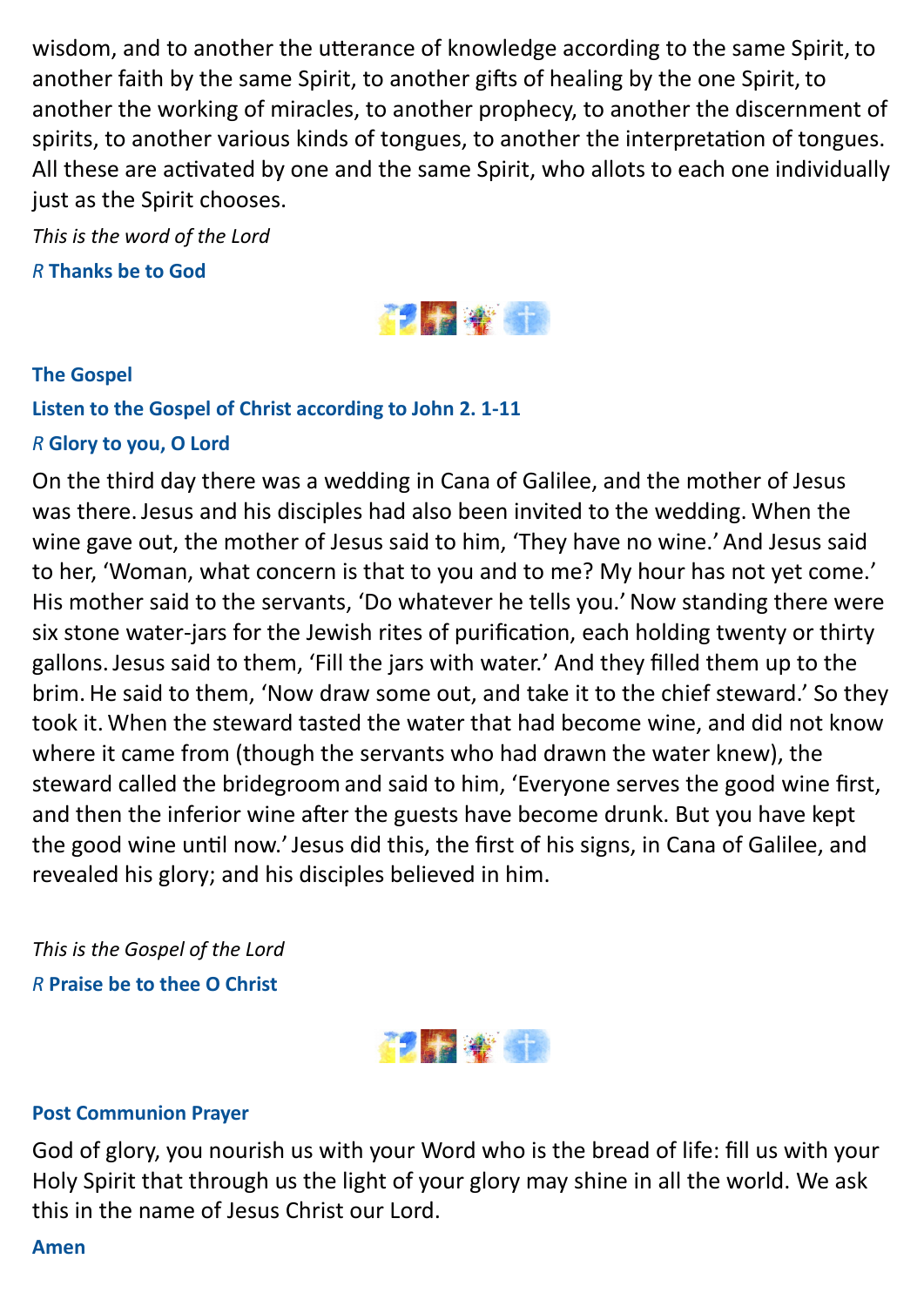wisdom, and to another the utterance of knowledge according to the same Spirit, to another faith by the same Spirit, to another gifts of healing by the one Spirit, to another the working of miracles, to another prophecy, to another the discernment of spirits, to another various kinds of tongues, to another the interpretation of tongues. All these are activated by one and the same Spirit, who allots to each one individually just as the Spirit chooses.

*This is the word of the Lord*

*R* **Thanks be to God**

**The Gospel**

**Listen to the Gospel of Christ according to John 2. 1-11**

*R* **Glory to you, O Lord**

On the third day there was a wedding in Cana of Galilee, and the mother of Jesus was there. Jesus and his disciples had also been invited to the wedding. When the wine gave out, the mother of Jesus said to him, 'They have no wine.' And Jesus said to her, 'Woman, what concern is that to you and to me? My hour has not yet come.' His mother said to the servants, 'Do whatever he tells you.' Now standing there were six stone water-jars for the Jewish rites of purification, each holding twenty or thirty gallons. Jesus said to them, 'Fill the jars with water.' And they filled them up to the brim. He said to them, 'Now draw some out, and take it to the chief steward.' So they took it. When the steward tasted the water that had become wine, and did not know where it came from (though the servants who had drawn the water knew), the steward called the bridegroom and said to him, 'Everyone serves the good wine first, and then the inferior wine after the guests have become drunk. But you have kept the good wine until now.' Jesus did this, the first of his signs, in Cana of Galilee, and revealed his glory; and his disciples believed in him.

*This is the Gospel of the Lord*

*R* **Praise be to thee O Christ**

**Post Communion Prayer**

God of glory, you nourish us with your Word who is the bread of life: fill us with your Holy Spirit that through us the light of your glory may shine in all the world. We ask this in the name of Jesus Christ our Lord.

**Amen**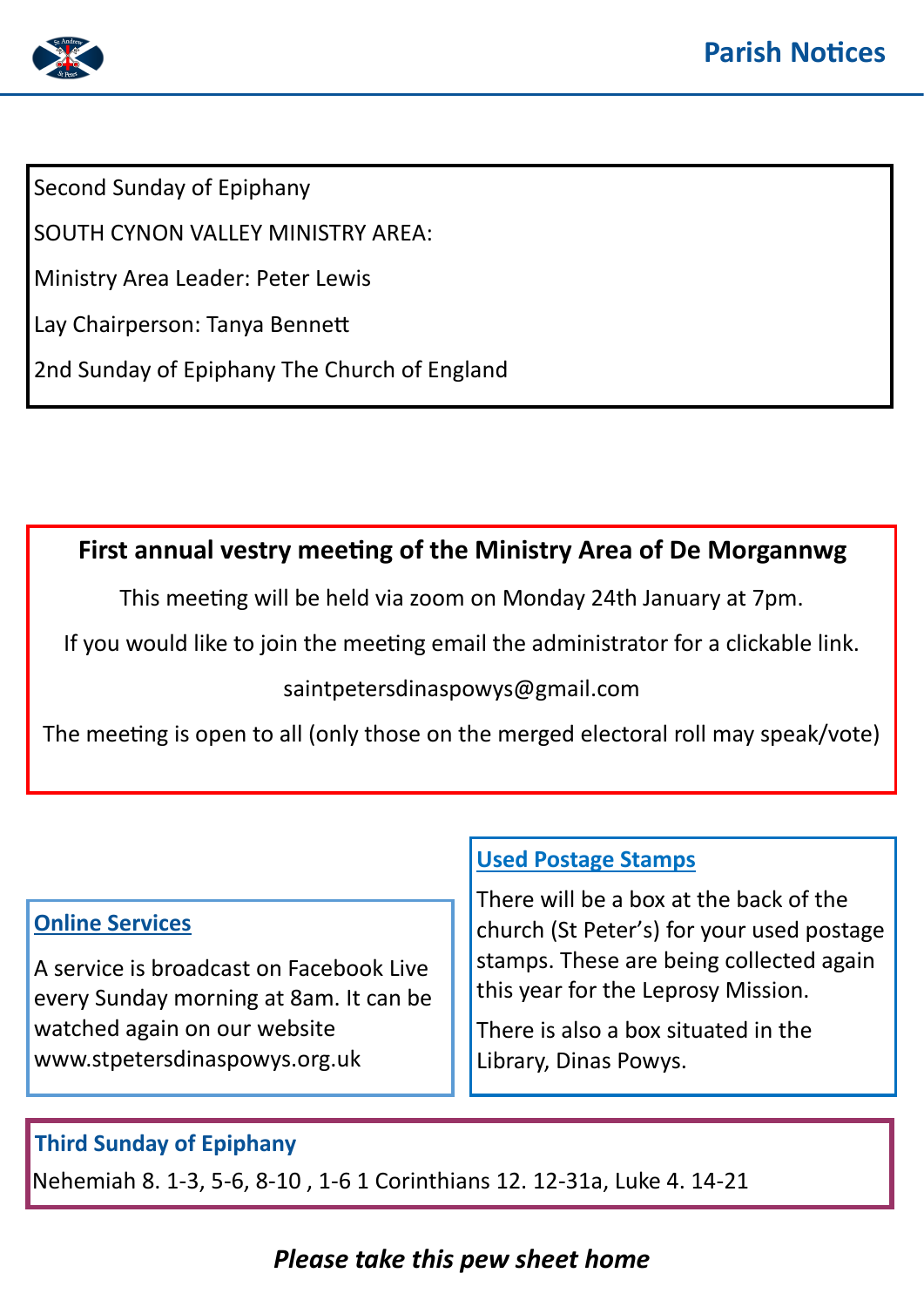# Parish Notices

Second Sunday of Epiphany

SOUTH CYNON VALLEY MINISTRY AREA:

Ministry Area Leader: Peter Lewis

Lay Chairperson: Tanya Bennett

2nd Sunday of Epiphany The Church of England

**First annual vestry meeting of the Ministry Area of De Morgannwg**

This meeting will be held via zoom on Monday 24th January at 7pm.

If you would like to join the meeting email the administrator for a clickable link.

saintpetersdinaspowys@gmail.com

The meeting is open to all (only those on the merged electoral roll may speak/vote)

## Online Services

A service is broadcast on Facebook Live every Sunday morning at 8am. It can be watched again on our website www.stpetersdinaspowys.org.uk

## Used Postage Stamps

There will be a box at the back of the church (St Peter's) for your used postage stamps. These are being collected again this year for the Leprosy Mission.

There is also a box situated in the Library, Dinas Powys.

## Third Sunday of Epiphany

Nehemiah 8. 1-3, 5-6, 8-10 , 1-6 1 Corinthians 12. 12-31a, Luke 4. 14-21

***Please take this pew sheet home***